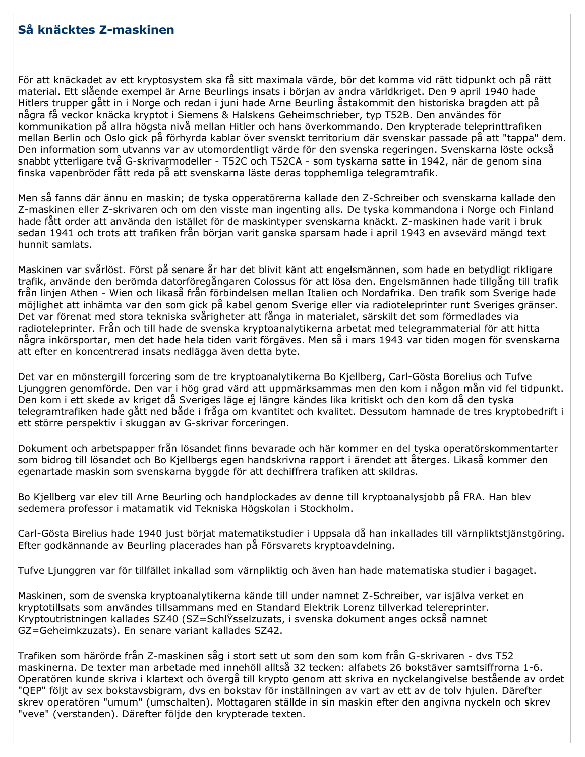# Så knäcktes Z-maskinen

För att knäckadet av ett kryptosystem ska få sitt maximala värde, bör det komma vid rätt tidpunkt och på rätt material. Ett slående exempel är Arne Beurlings insats i början av andra världkriget. Den 9 april 1940 hade Hitlers trupper gått in i Norge och redan i juni hade Arne Beurling åstakommit den historiska bragden att på några få veckor knäcka kryptot i Siemens & Halskens Geheimschrieber, typ T52B. Den användes för kommunikation på allra högsta nivå mellan Hitler och hans överkommando. Den krypterade teleprinttrafiken mellan Berlin och Oslo gick på förhyrda kablar över svenskt territorium där svenskar passade på att "tappa" dem. Den information som utvanns var av utomordentligt värde för den svenska regeringen. Svenskarna löste också snabbt ytterligare två G-skrivarmodeller - T52C och T52CA - som tyskarna satte in 1942, när de genom sina finska vapenbröder fått reda på att svenskarna läste deras topphemliga telegramtrafik.

Men så fanns där ännu en maskin; de tyska opperatörerna kallade den Z-Schreiber och svenskarna kallade den Z-maskinen eller Z-skrivaren och om den visste man ingenting alls. De tyska kommandona i Norge och Finland hade fått order att använda den istället för de maskintyper svenskarna knäckt. Z-maskinen hade varit i bruk sedan 1941 och trots att trafiken från början varit ganska sparsam hade i april 1943 en avsevärd mängd text hunnit samlats.

Maskinen var svårlöst. Först på senare år har det blivit känt att engelsmännen, som hade en betydligt rikligare trafik, använde den berömda datorföregångaren Colossus för att lösa den. Engelsmännen hade tillgång till trafik från linjen Athen - Wien och likaså från förbindelsen mellan Italien och Nordafrika. Den trafik som Sverige hade möjlighet att inhämta var den som gick på kabel genom Sverige eller via radioteleprinter runt Sveriges gränser. Det var förenat med stora tekniska svårigheter att fånga in materialet, särskilt det som förmedlades via radioteleprinter. Från och till hade de svenska kryptoanalytikerna arbetat med telegrammaterial för att hitta några inkörsportar, men det hade hela tiden varit förgäves. Men så i mars 1943 var tiden mogen för svenskarna att efter en koncentrerad insats nedlägga även detta byte.

Det var en mönstergill forcering som de tre kryptoanalytikerna Bo Kjellberg, Carl-Gösta Borelius och Tufve Ljunggren genomförde. Den var i hög grad värd att uppmärksammas men den kom i någon mån vid fel tidpunkt. Den kom i ett skede av kriget då Sveriges läge ej längre kändes lika kritiskt och den kom då den tyska telegramtrafiken hade gått ned både i fråga om kvantitet och kvalitet. Dessutom hamnade de tres kryptobedrift i ett större perspektiv i skuggan av G-skrivar forceringen.

Dokument och arbetspapper från lösandet finns bevarade och här kommer en del tyska operatörskommentarter som bidrog till lösandet och Bo Kjellbergs egen handskrivna rapport i ärendet att återges. Likaså kommer den egenartade maskin som svenskarna byggde för att dechiffrera trafiken att skildras.

Bo Kjellberg var elev till Arne Beurling och handplockades av denne till kryptoanalysjobb på FRA. Han blev sedemera professor i matamatik vid Tekniska Högskolan i Stockholm.

Carl-Gösta Birelius hade 1940 just börjat matematikstudier i Uppsala då han inkallades till värnpliktstjänstgöring. Efter godkännande av Beurling placerades han på Försvarets kryptoavdelning.

Tufve Ljunggren var för tillfället inkallad som värnpliktig och även han hade matematiska studier i bagaget.

Maskinen, som de svenska kryptoanalytikerna kände till under namnet Z-Schreiber, var isjälva verket en kryptotillsats som användes tillsammans med en Standard Elektrik Lorenz tillverkad telereprinter. Kryptoutristningen kallades SZ40 (SZ=SchlŸsselzuzats, i svenska dokument anges också namnet GZ=Geheimkzuzats). En senare variant kallades SZ42.

Trafiken som härörde från Z-maskinen såg i stort sett ut som den som kom från G-skrivaren - dvs T52 maskinerna. De texter man arbetade med innehöll alltså 32 tecken: alfabets 26 bokstäver samtsiffrorna 1-6. Operatören kunde skriva i klartext och övergå till krypto genom att skriva en nyckelangivelse bestående av ordet "QEP" följt av sex bokstavsbigram, dvs en bokstav för inställningen av vart av ett av de tolv hjulen. Därefter skrev operatören "umum" (umschalten). Mottagaren ställde in sin maskin efter den angivna nyckeln och skrev "veve" (verstanden). Därefter följde den krypterade texten.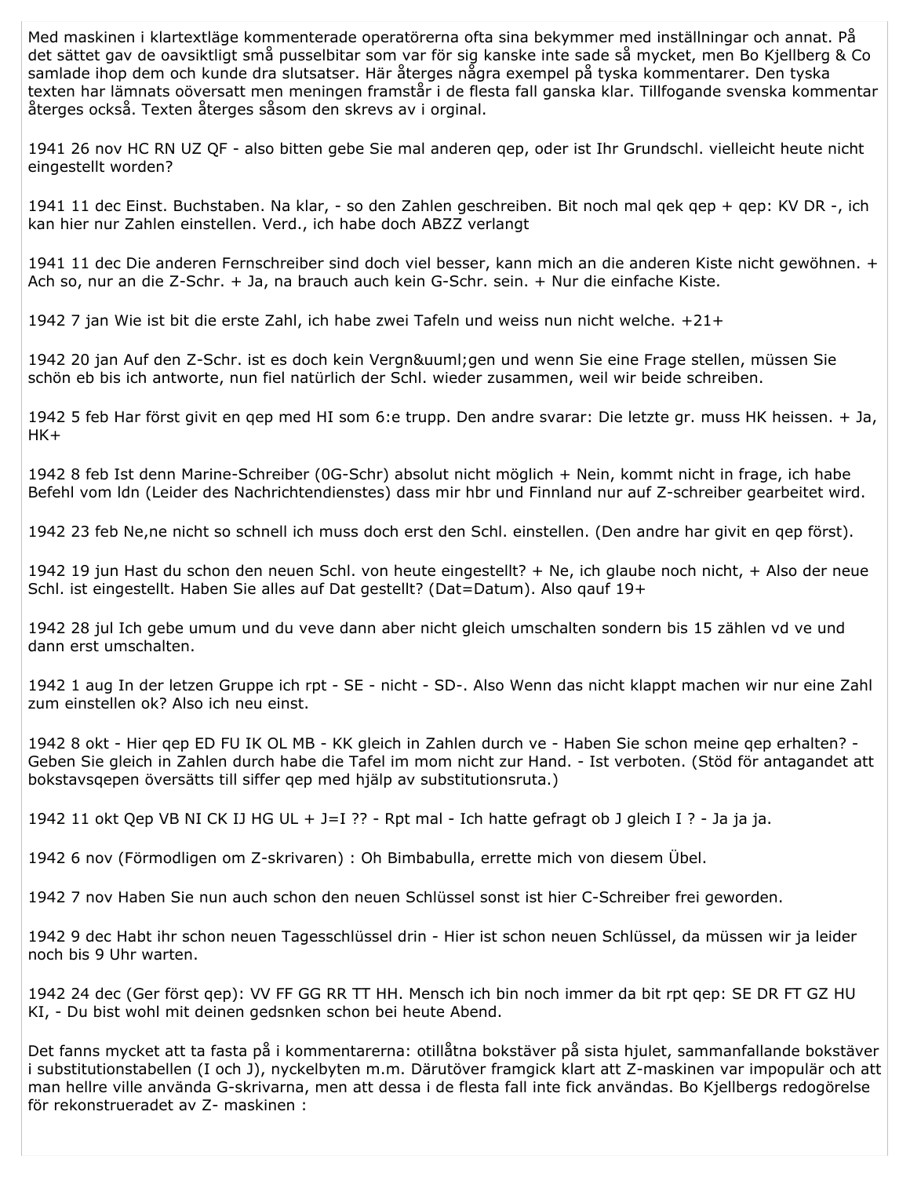Med maskinen i klartextläge kommenterade operatörerna ofta sina bekymmer med inställningar och annat. På det sättet gav de oavsiktligt små pusselbitar som var för sig kanske inte sade så mycket, men Bo Kjellberg & Co samlade ihop dem och kunde dra slutsatser. Här återges några exempel på tyska kommentarer. Den tyska texten har lämnats oöversatt men meningen framstår i de flesta fall ganska klar. Tillfogande svenska kommentar återges också. Texten återges såsom den skrevs av i orginal.

1941 26 nov HC RN UZ QF - also bitten gebe Sie mal anderen qep, oder ist Ihr Grundschl. vielleicht heute nicht eingestellt worden?

1941 11 dec Einst. Buchstaben. Na klar, - so den Zahlen geschreiben. Bit noch mal qek qep + qep: KV DR -, ich kan hier nur Zahlen einstellen. Verd., ich habe doch ABZZ verlangt

1941 11 dec Die anderen Fernschreiber sind doch viel besser, kann mich an die anderen Kiste nicht gewöhnen. + Ach so, nur an die Z-Schr. + Ja, na brauch auch kein G-Schr. sein. + Nur die einfache Kiste.

1942 7 jan Wie ist bit die erste Zahl, ich habe zwei Tafeln und weiss nun nicht welche. +21+

1942 20 jan Auf den Z-Schr. ist es doch kein Vergn&uuml;gen und wenn Sie eine Frage stellen, müssen Sie schön eb bis ich antworte, nun fiel natürlich der Schl. wieder zusammen, weil wir beide schreiben.

1942 5 feb Har först givit en qep med HI som 6:e trupp. Den andre svarar: Die letzte gr. muss HK heissen. + Ja, HK+

1942 8 feb Ist denn Marine-Schreiber (0G-Schr) absolut nicht möglich + Nein, kommt nicht in frage, ich habe Befehl vom ldn (Leider des Nachrichtendienstes) dass mir hbr und Finnland nur auf Z-schreiber gearbeitet wird.

1942 23 feb Ne,ne nicht so schnell ich muss doch erst den Schl. einstellen. (Den andre har givit en qep först).

1942 19 jun Hast du schon den neuen Schl. von heute eingestellt? + Ne, ich glaube noch nicht, + Also der neue Schl. ist eingestellt. Haben Sie alles auf Dat gestellt? (Dat=Datum). Also qauf 19+

1942 28 jul Ich gebe umum und du veve dann aber nicht gleich umschalten sondern bis 15 zählen vd ve und dann erst umschalten.

1942 1 aug In der letzen Gruppe ich rpt - SE - nicht - SD-. Also Wenn das nicht klappt machen wir nur eine Zahl zum einstellen ok? Also ich neu einst.

1942 8 okt - Hier qep ED FU IK OL MB - KK gleich in Zahlen durch ve - Haben Sie schon meine qep erhalten? - Geben Sie gleich in Zahlen durch habe die Tafel im mom nicht zur Hand. - Ist verboten. (Stöd för antagandet att bokstavsqepen översätts till siffer qep med hjälp av substitutionsruta.)

1942 11 okt Qep VB NI CK IJ HG UL + J=I ?? - Rpt mal - Ich hatte gefragt ob J gleich I ? - Ja ja ja.

1942 6 nov (Förmodligen om Z-skrivaren) : Oh Bimbabulla, errette mich von diesem Übel.

1942 7 nov Haben Sie nun auch schon den neuen Schlüssel sonst ist hier C-Schreiber frei geworden.

1942 9 dec Habt ihr schon neuen Tagesschlüssel drin - Hier ist schon neuen Schlüssel, da müssen wir ja leider noch bis 9 Uhr warten.

1942 24 dec (Ger först qep): VV FF GG RR TT HH. Mensch ich bin noch immer da bit rpt qep: SE DR FT GZ HU KI, - Du bist wohl mit deinen gedsnken schon bei heute Abend.

Det fanns mycket att ta fasta på i kommentarerna: otillåtna bokstäver på sista hjulet, sammanfallande bokstäver i substitutionstabellen (I och J), nyckelbyten m.m. Därutöver framgick klart att Z-maskinen var impopulär och att man hellre ville använda G-skrivarna, men att dessa i de flesta fall inte fick användas. Bo Kjellbergs redogörelse för rekonstrueradet av Z- maskinen :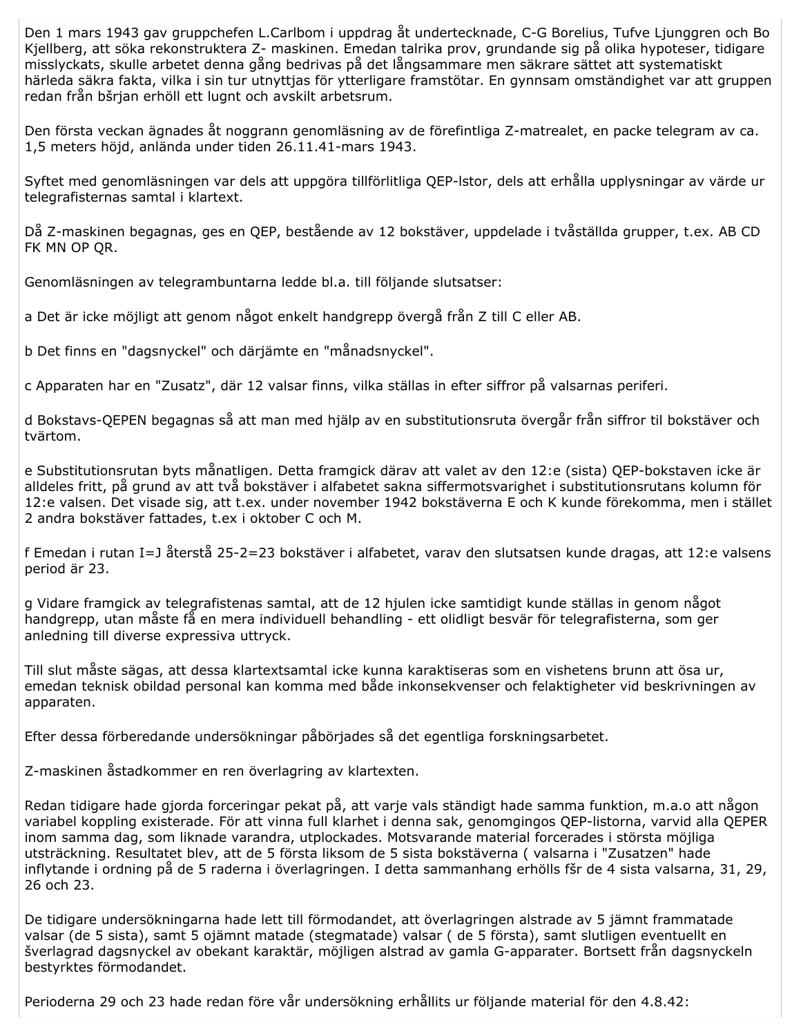Den 1 mars 1943 gav gruppchefen L.Carlbom i uppdrag åt undertecknade, C-G Borelius, Tufve Ljunggren och Bo Kjellberg, att söka rekonstruktera Z- maskinen. Emedan talrika prov, grundande sig på olika hypoteser, tidigare misslyckats, skulle arbetet denna gång bedrivas på det långsammare men säkrare sättet att systematiskt härleda säkra fakta, vilka i sin tur utnyttjas för ytterligare framstötar. En gynnsam omständighet var att gruppen redan från bšrjan erhöll ett lugnt och avskilt arbetsrum.

Den första veckan ägnades åt noggrann genomläsning av de förefintliga Z-matrealet, en packe telegram av ca. 1,5 meters höjd, anlända under tiden 26.11.41-mars 1943.

Syftet med genomläsningen var dels att uppgöra tillförlitliga QEP-lstor, dels att erhålla upplysningar av värde ur telegrafisternas samtal i klartext.

Då Z-maskinen begagnas, ges en QEP, bestående av 12 bokstäver, uppdelade i tvåställda grupper, t.ex. AB CD FK MN OP QR.

Genomläsningen av telegrambuntarna ledde bl.a. till följande slutsatser:

a Det är icke möjligt att genom något enkelt handgrepp övergå från Z till C eller AB.

b Det finns en "dagsnyckel" och därjämte en "månadsnyckel".

c Apparaten har en "Zusatz", där 12 valsar finns, vilka ställas in efter siffror på valsarnas periferi.

d Bokstavs-QEPEN begagnas så att man med hjälp av en substitutionsruta övergår från siffror til bokstäver och tvärtom.

e Substitutionsrutan byts månatligen. Detta framgick därav att valet av den 12:e (sista) QEP-bokstaven icke är alldeles fritt, på grund av att två bokstäver i alfabetet sakna siffermotsvarighet i substitutionsrutans kolumn för 12:e valsen. Det visade sig, att t.ex. under november 1942 bokstäverna E och K kunde förekomma, men i stället 2 andra bokstäver fattades, t.ex i oktober C och M.

f Emedan i rutan I=J återstå 25-2=23 bokstäver i alfabetet, varav den slutsatsen kunde dragas, att 12:e valsens period är 23.

g Vidare framgick av telegrafistenas samtal, att de 12 hjulen icke samtidigt kunde ställas in genom något handgrepp, utan måste få en mera individuell behandling - ett olidligt besvär för telegrafisterna, som ger anledning till diverse expressiva uttryck.

Till slut måste sägas, att dessa klartextsamtal icke kunna karaktiseras som en vishetens brunn att ösa ur, emedan teknisk obildad personal kan komma med både inkonsekvenser och felaktigheter vid beskrivningen av apparaten.

Efter dessa förberedande undersökningar påbörjades så det egentliga forskningsarbetet.

Z-maskinen åstadkommer en ren överlagring av klartexten.

Redan tidigare hade gjorda forceringar pekat på, att varje vals ständigt hade samma funktion, m.a.o att någon variabel koppling existerade. För att vinna full klarhet i denna sak, genomgingos QEP-listorna, varvid alla QEPER inom samma dag, som liknade varandra, utplockades. Motsvarande material forcerades i största möjliga utsträckning. Resultatet blev, att de 5 första liksom de 5 sista bokstäverna ( valsarna i "Zusatzen" hade inflytande i ordning på de 5 raderna i överlagringen. I detta sammanhang erhölls fšr de 4 sista valsarna, 31, 29, 26 och 23.

De tidigare undersökningarna hade lett till förmodandet, att överlagringen alstrade av 5 jämnt frammatade valsar (de 5 sista), samt 5 ojämnt matade (stegmatade) valsar ( de 5 första), samt slutligen eventuellt en šverlagrad dagsnyckel av obekant karaktär, möjligen alstrad av gamla G-apparater. Bortsett från dagsnyckeln bestyrktes förmodandet.

Perioderna 29 och 23 hade redan före vår undersökning erhållits ur följande material för den 4.8.42: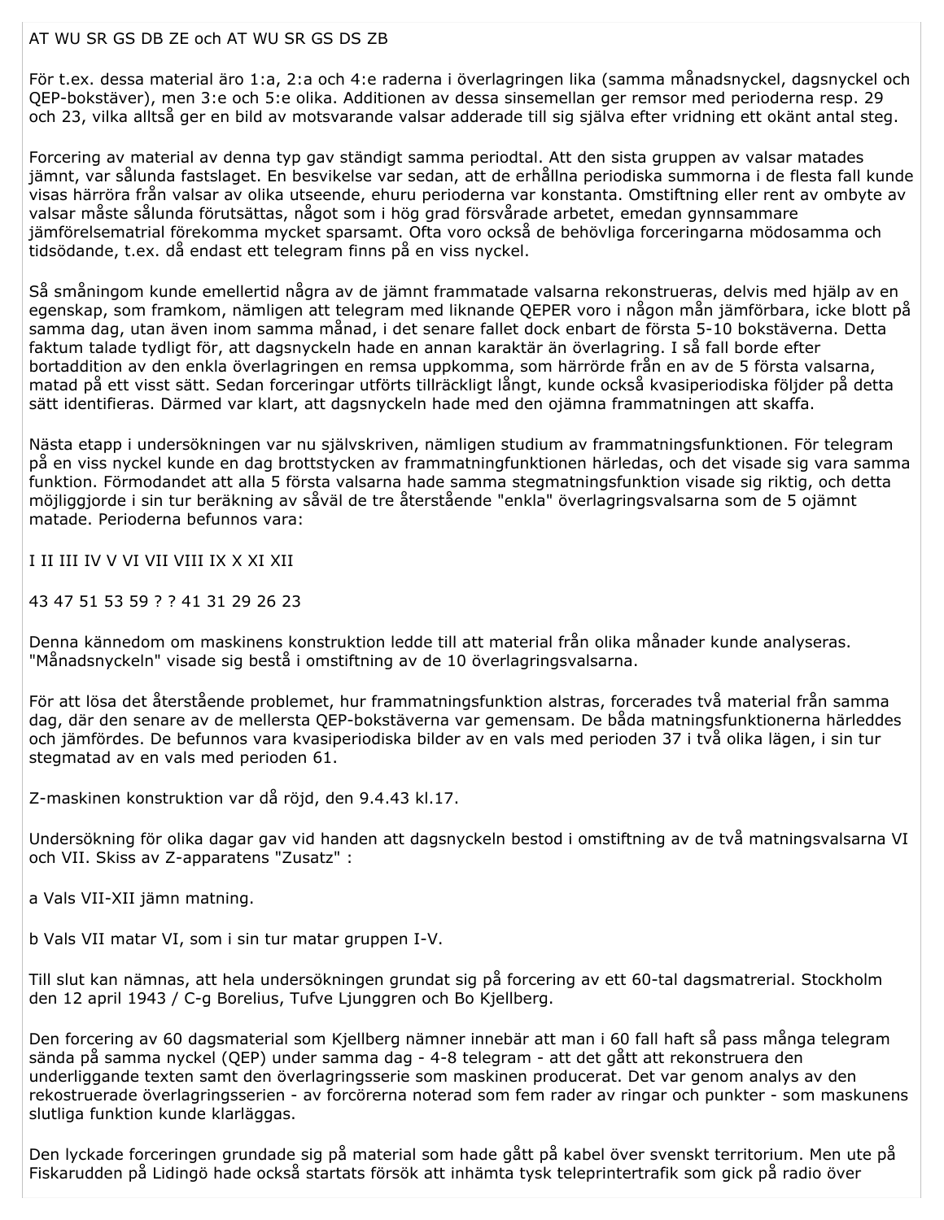AT WU SR GS DB ZE och AT WU SR GS DS ZB

För t.ex. dessa material äro 1:a, 2:a och 4:e raderna i överlagringen lika (samma månadsnyckel, dagsnyckel och QEP-bokstäver), men 3:e och 5:e olika. Additionen av dessa sinsemellan ger remsor med perioderna resp. 29 och 23, vilka alltså ger en bild av motsvarande valsar adderade till sig själva efter vridning ett okänt antal steg.

Forcering av material av denna typ gav ständigt samma periodtal. Att den sista gruppen av valsar matades jämnt, var sålunda fastslaget. En besvikelse var sedan, att de erhållna periodiska summorna i de flesta fall kunde visas härröra från valsar av olika utseende, ehuru perioderna var konstanta. Omstiftning eller rent av ombyte av valsar måste sålunda förutsättas, något som i hög grad försvårade arbetet, emedan gynnsammare jämförelsematrial förekomma mycket sparsamt. Ofta voro också de behövliga forceringarna mödosamma och tidsödande, t.ex. då endast ett telegram finns på en viss nyckel.

Så småningom kunde emellertid några av de jämnt frammatade valsarna rekonstrueras, delvis med hjälp av en egenskap, som framkom, nämligen att telegram med liknande QEPER voro i någon mån jämförbara, icke blott på samma dag, utan även inom samma månad, i det senare fallet dock enbart de första 5-10 bokstäverna. Detta faktum talade tydligt för, att dagsnyckeln hade en annan karaktär än överlagring. I så fall borde efter bortaddition av den enkla överlagringen en remsa uppkomma, som härrörde från en av de 5 första valsarna, matad på ett visst sätt. Sedan forceringar utförts tillräckligt långt, kunde också kvasiperiodiska följder på detta sätt identifieras. Därmed var klart, att dagsnyckeln hade med den ojämna frammatningen att skaffa.

Nästa etapp i undersökningen var nu självskriven, nämligen studium av frammatningsfunktionen. För telegram på en viss nyckel kunde en dag brottstycken av frammatningfunktionen härledas, och det visade sig vara samma funktion. Förmodandet att alla 5 första valsarna hade samma stegmatningsfunktion visade sig riktig, och detta möjliggjorde i sin tur beräkning av såväl de tre återstående "enkla" överlagringsvalsarna som de 5 ojämnt matade. Perioderna befunnos vara:

| I | II | III | IV | V | VI | VII | VIII | IX | X | XI | XII |
|---|---|---|---|---|---|---|---|---|---|---|---|
| 43 | 47 | 51 | 53 | 59 | ? | ? | 41 | 31 | 29 | 26 | 23 |

Denna kännedom om maskinens konstruktion ledde till att material från olika månader kunde analyseras. "Månadsnyckeln" visade sig bestå i omstiftning av de 10 överlagringsvalsarna.

För att lösa det återstående problemet, hur frammatningsfunktion alstras, forcerades två material från samma dag, där den senare av de mellersta QEP-bokstäverna var gemensam. De båda matningsfunktionerna härleddes och jämfördes. De befunnos vara kvasiperiodiska bilder av en vals med perioden 37 i två olika lägen, i sin tur stegmatad av en vals med perioden 61.

Z-maskinen konstruktion var då röjd, den 9.4.43 kl.17.

Undersökning för olika dagar gav vid handen att dagsnyckeln bestod i omstiftning av de två matningsvalsarna VI och VII. Skiss av Z-apparatens "Zusatz" :

a Vals VII-XII jämn matning.

b Vals VII matar VI, som i sin tur matar gruppen I-V.

Till slut kan nämnas, att hela undersökningen grundat sig på forcering av ett 60-tal dagsmatrerial. Stockholm den 12 april 1943 / C-g Borelius, Tufve Ljunggren och Bo Kjellberg.

Den forcering av 60 dagsmaterial som Kjellberg nämner innebär att man i 60 fall haft så pass många telegram sända på samma nyckel (QEP) under samma dag - 4-8 telegram - att det gått att rekonstruera den underliggande texten samt den överlagringsserie som maskinen producerat. Det var genom analys av den rekostruerade överlagringsserien - av forcörerna noterad som fem rader av ringar och punkter - som maskunens slutliga funktion kunde klarläggas.

Den lyckade forceringen grundade sig på material som hade gått på kabel över svenskt territorium. Men ute på Fiskarudden på Lidingö hade också startats försök att inhämta tysk teleprintertrafik som gick på radio över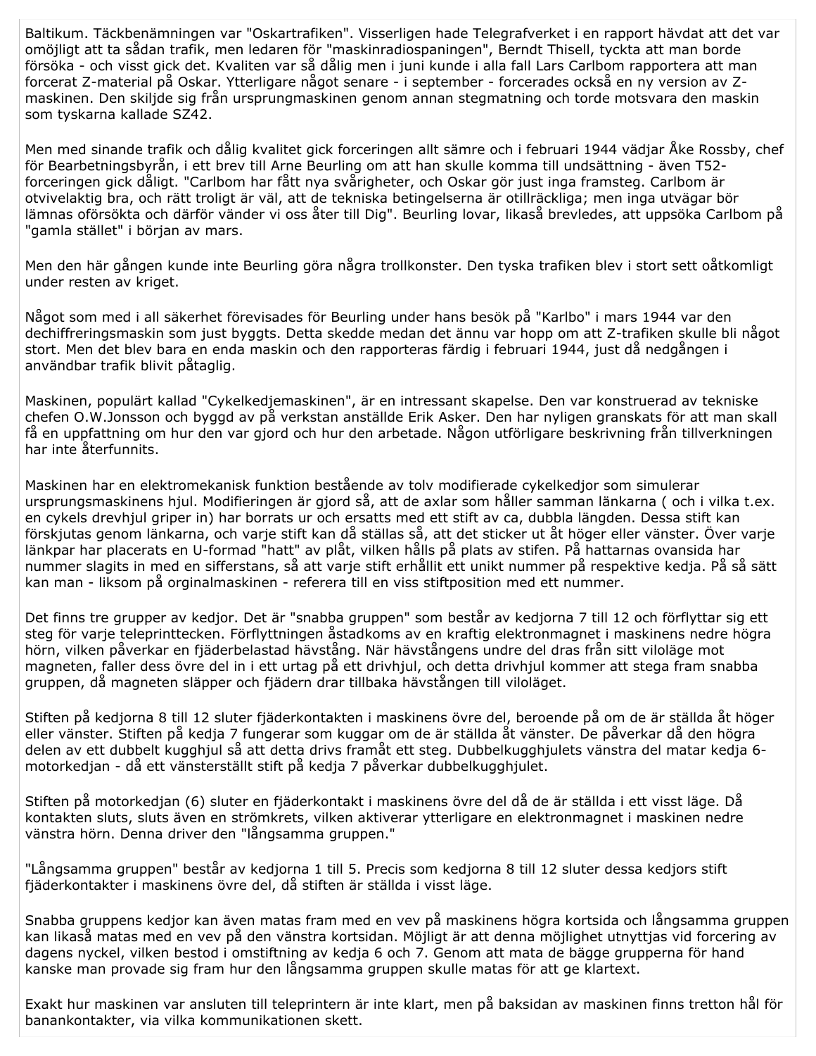Baltikum. Täckbenämningen var "Oskartrafiken". Visserligen hade Telegrafverket i en rapport hävdat att det var omöjligt att ta sådan trafik, men ledaren för "maskinradiospaningen", Berndt Thisell, tyckta att man borde försöka - och visst gick det. Kvaliten var så dålig men i juni kunde i alla fall Lars Carlbom rapportera att man forcerat Z-material på Oskar. Ytterligare något senare - i september - forcerades också en ny version av Z-maskinen. Den skiljde sig från ursprungmaskinen genom annan stegmatning och torde motsvara den maskin som tyskarna kallade SZ42.

Men med sinande trafik och dålig kvalitet gick forceringen allt sämre och i februari 1944 vädjar Åke Rossby, chef för Bearbetningsbyrån, i ett brev till Arne Beurling om att han skulle komma till undsättning - även T52-forceringen gick dåligt. "Carlbom har fått nya svårigheter, och Oskar gör just inga framsteg. Carlbom är otvivelaktig bra, och rätt troligt är väl, att de tekniska betingelserna är otillräckliga; men inga utvägar bör lämnas oförsökta och därför vänder vi oss åter till Dig". Beurling lovar, likaså brevledes, att uppsöka Carlbom på "gamla stället" i början av mars.

Men den här gången kunde inte Beurling göra några trollkonster. Den tyska trafiken blev i stort sett oåtkomligt under resten av kriget.

Något som med i all säkerhet förevisades för Beurling under hans besök på "Karlbo" i mars 1944 var den dechiffreringsmaskin som just byggts. Detta skedde medan det ännu var hopp om att Z-trafiken skulle bli något stort. Men det blev bara en enda maskin och den rapporteras färdig i februari 1944, just då nedgången i användbar trafik blivit påtaglig.

Maskinen, populärt kallad "Cykelkedjemaskinen", är en intressant skapelse. Den var konstruerad av tekniske chefen O.W.Jonsson och byggd av på verkstan anställde Erik Asker. Den har nyligen granskats för att man skall få en uppfattning om hur den var gjord och hur den arbetade. Någon utförligare beskrivning från tillverkningen har inte återfunnits.

Maskinen har en elektromekanisk funktion bestående av tolv modifierade cykelkedjor som simulerar ursprungsmaskinens hjul. Modifieringen är gjord så, att de axlar som håller samman länkarna ( och i vilka t.ex. en cykels drevhjul griper in) har borrats ur och ersatts med ett stift av ca, dubbla längden. Dessa stift kan förskjutas genom länkarna, och varje stift kan då ställas så, att det sticker ut åt höger eller vänster. Över varje länkpar har placerats en U-formad "hatt" av plåt, vilken hålls på plats av stifen. På hattarnas ovansida har nummer slagits in med en sifferstans, så att varje stift erhållit ett unikt nummer på respektive kedja. På så sätt kan man - liksom på orginalmaskinen - referera till en viss stiftposition med ett nummer.

Det finns tre grupper av kedjor. Det är "snabba gruppen" som består av kedjorna 7 till 12 och förflyttar sig ett steg för varje teleprinttecken. Förflyttningen åstadkoms av en kraftig elektronmagnet i maskinens nedre högra hörn, vilken påverkar en fjäderbelastad hävstång. När hävstångens undre del dras från sitt viloläge mot magneten, faller dess övre del in i ett urtag på ett drivhjul, och detta drivhjul kommer att stega fram snabba gruppen, då magneten släpper och fjädern drar tillbaka hävstången till viloläget.

Stiften på kedjorna 8 till 12 sluter fjäderkontakten i maskinens övre del, beroende på om de är ställda åt höger eller vänster. Stiften på kedja 7 fungerar som kuggar om de är ställda åt vänster. De påverkar då den högra delen av ett dubbelt kugghjul så att detta drivs framåt ett steg. Dubbelkugghjulets vänstra del matar kedja 6-motorkedjan - då ett vänsterställt stift på kedja 7 påverkar dubbelkugghjulet.

Stiften på motorkedjan (6) sluter en fjäderkontakt i maskinens övre del då de är ställda i ett visst läge. Då kontakten sluts, sluts även en strömkrets, vilken aktiverar ytterligare en elektronmagnet i maskinen nedre vänstra hörn. Denna driver den "långsamma gruppen."

"Långsamma gruppen" består av kedjorna 1 till 5. Precis som kedjorna 8 till 12 sluter dessa kedjors stift fjäderkontakter i maskinens övre del, då stiften är ställda i visst läge.

Snabba gruppens kedjor kan även matas fram med en vev på maskinens högra kortsida och långsamma gruppen kan likaså matas med en vev på den vänstra kortsidan. Möjligt är att denna möjlighet utnyttjas vid forcering av dagens nyckel, vilken bestod i omstiftning av kedja 6 och 7. Genom att mata de bägge grupperna för hand kanske man provade sig fram hur den långsamma gruppen skulle matas för att ge klartext.

Exakt hur maskinen var ansluten till teleprintern är inte klart, men på baksidan av maskinen finns tretton hål för banankontakter, via vilka kommunikationen skett.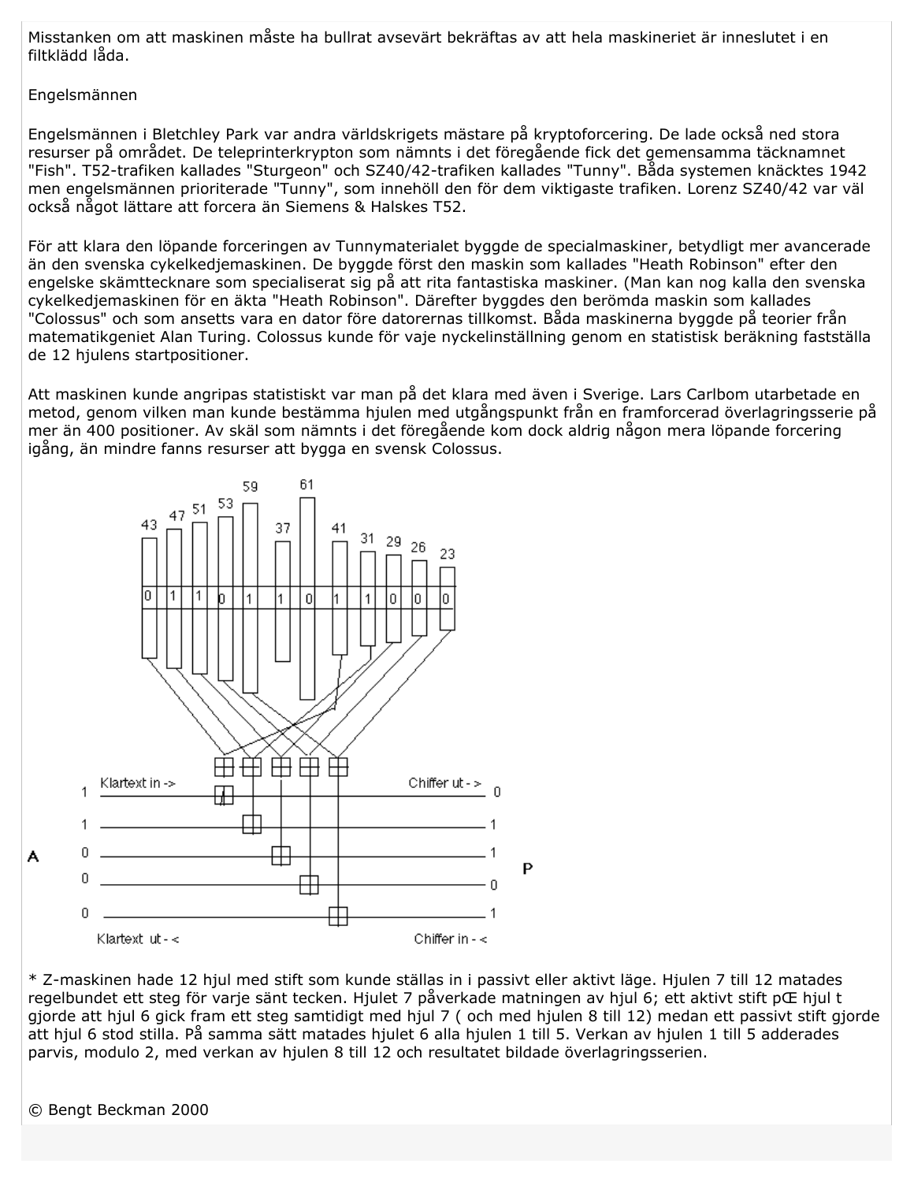Misstanken om att maskinen måste ha bullrat avsevärt bekräftas av att hela maskineriet är inneslutet i en filtklädd låda.

## Engelsmännen

Engelsmännen i Bletchley Park var andra världskrigets mästare på kryptoforcering. De lade också ned stora resurser på området. De teleprinterkrypton som nämnts i det föregående fick det gemensamma täcknamnet "Fish". T52-trafiken kallades "Sturgeon" och SZ40/42-trafiken kallades "Tunny". Båda systemen knäcktes 1942 men engelsmännen prioriterade "Tunny", som innehöll den för dem viktigaste trafiken. Lorenz SZ40/42 var väl också något lättare att forcera än Siemens & Halskes T52.

För att klara den löpande forceringen av Tunnymaterialet byggde de specialmaskiner, betydligt mer avancerade än den svenska cykelkedjemaskinen. De byggde först den maskin som kallades "Heath Robinson" efter den engelske skämttecknare som specialiserat sig på att rita fantastiska maskiner. (Man kan nog kalla den svenska cykelkedjemaskinen för en äkta "Heath Robinson". Därefter byggdes den berömda maskin som kallades "Colossus" och som ansetts vara en dator före datorernas tillkomst. Båda maskinerna byggde på teorier från matematikgeniet Alan Turing. Colossus kunde för vaje nyckelinställning genom en statistisk beräkning fastställa de 12 hjulens startpositioner.

Att maskinen kunde angripas statistiskt var man på det klara med även i Sverige. Lars Carlbom utarbetade en metod, genom vilken man kunde bestämma hjulen med utgångspunkt från en framforcerad överlagringsserie på mer än 400 positioner. Av skäl som nämnts i det föregående kom dock aldrig någon mera löpande forcering igång, än mindre fanns resurser att bygga en svensk Colossus.

\* Z-maskinen hade 12 hjul med stift som kunde ställas in i passivt eller aktivt läge. Hjulen 7 till 12 matades regelbundet ett steg för varje sänt tecken. Hjulet 7 påverkade matningen av hjul 6; ett aktivt stift pŒ hjul t gjorde att hjul 6 gick fram ett steg samtidigt med hjul 7 ( och med hjulen 8 till 12) medan ett passivt stift gjorde att hjul 6 stod stilla. På samma sätt matades hjulet 6 alla hjulen 1 till 5. Verkan av hjulen 1 till 5 adderades parvis, modulo 2, med verkan av hjulen 8 till 12 och resultatet bildade överlagringsserien.

© Bengt Beckman 2000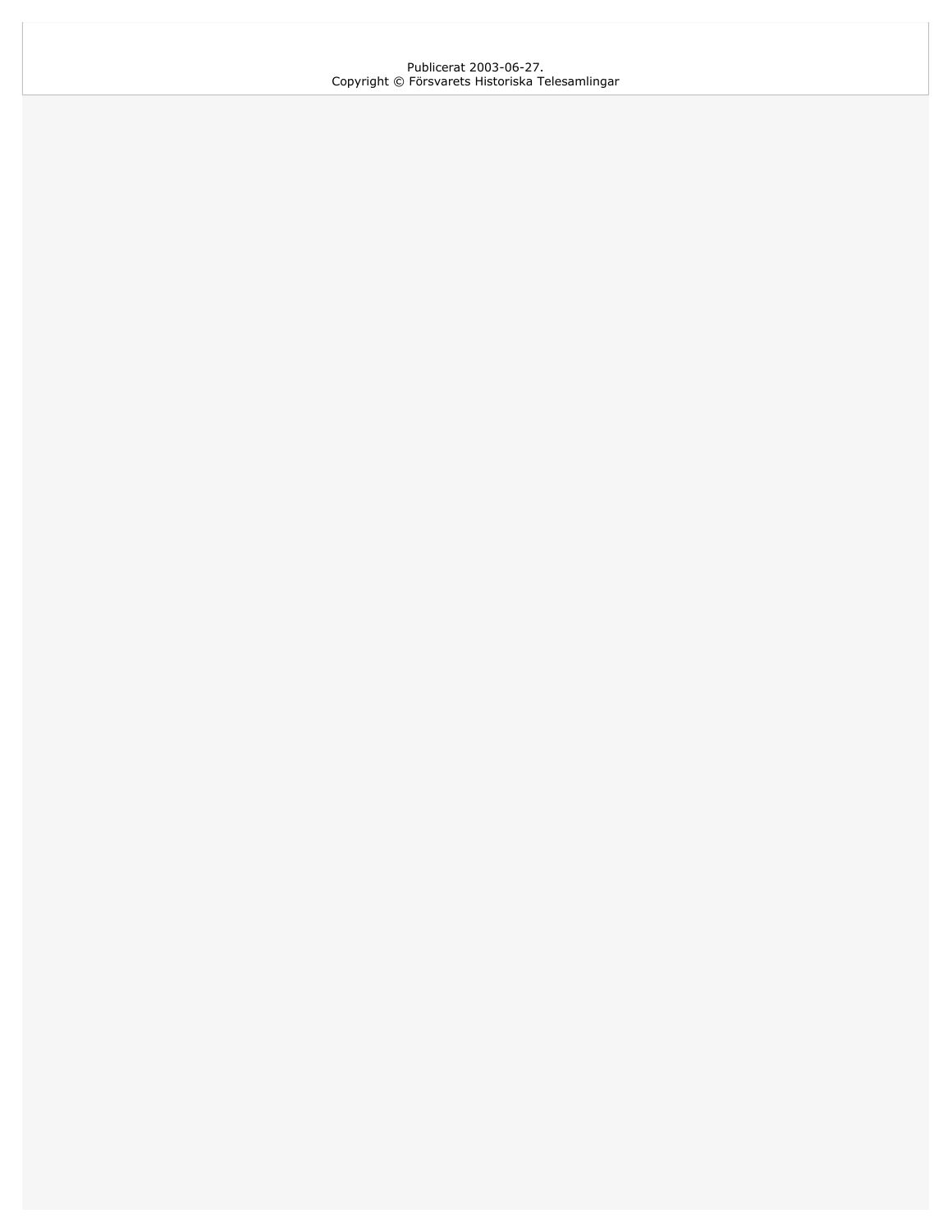Publicerat 2003-06-27.
Copyright © Försvarets Historiska Telesamlingar